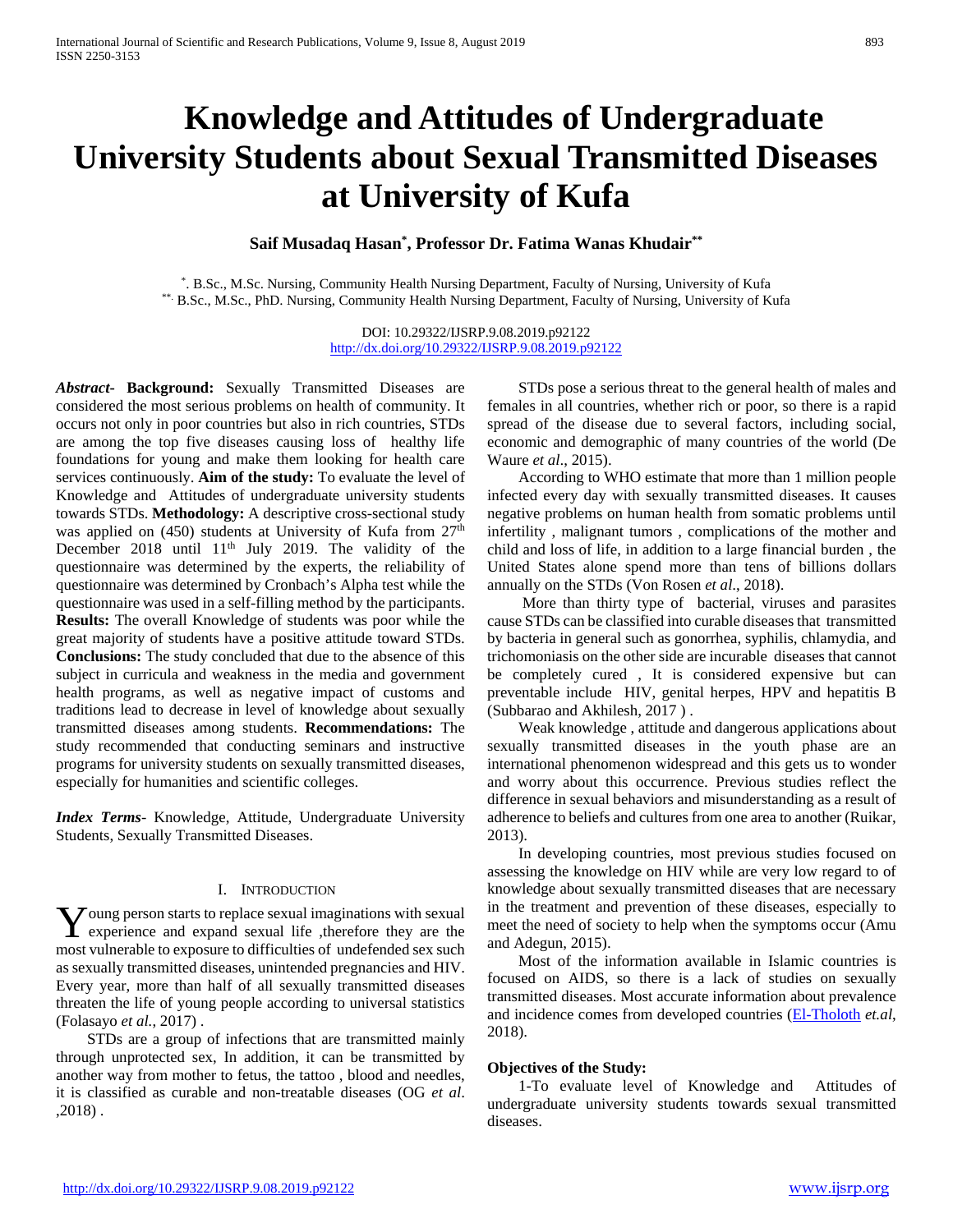# Knowledge and Attitudes of Undergraduate University Students about Sexual Transmitted Diseases at University of Kufa

**Saif Musadaq Hasan[*], Professor Dr. Fatima Wanas Khudair[**]**

[*]. B.Sc., M.Sc. Nursing, Community Health Nursing Department, Faculty of Nursing, University of Kufa
[**]. B.Sc., M.Sc., PhD. Nursing, Community Health Nursing Department, Faculty of Nursing, University of Kufa

DOI: 10.29322/IJSRP.9.08.2019.p92122
http://dx.doi.org/10.29322/IJSRP.9.08.2019.p92122

***Abstract*- Background:** Sexually Transmitted Diseases are considered the most serious problems on health of community. It occurs not only in poor countries but also in rich countries, STDs are among the top five diseases causing loss of healthy life foundations for young and make them looking for health care services continuously. **Aim of the study:** To evaluate the level of Knowledge and Attitudes of undergraduate university students towards STDs. **Methodology:** A descriptive cross-sectional study was applied on (450) students at University of Kufa from 27th December 2018 until 11th July 2019. The validity of the questionnaire was determined by the experts, the reliability of questionnaire was determined by Cronbach's Alpha test while the questionnaire was used in a self-filling method by the participants. **Results:** The overall Knowledge of students was poor while the great majority of students have a positive attitude toward STDs. **Conclusions:** The study concluded that due to the absence of this subject in curricula and weakness in the media and government health programs, as well as negative impact of customs and traditions lead to decrease in level of knowledge about sexually transmitted diseases among students. **Recommendations:** The study recommended that conducting seminars and instructive programs for university students on sexually transmitted diseases, especially for humanities and scientific colleges.

***Index Terms*-** Knowledge, Attitude, Undergraduate University Students, Sexually Transmitted Diseases.

## I. INTRODUCTION

Young person starts to replace sexual imaginations with sexual experience and expand sexual life ,therefore they are the most vulnerable to exposure to difficulties of undefended sex such as sexually transmitted diseases, unintended pregnancies and HIV. Every year, more than half of all sexually transmitted diseases threaten the life of young people according to universal statistics (Folasayo *et al.*, 2017) .

STDs are a group of infections that are transmitted mainly through unprotected sex, In addition, it can be transmitted by another way from mother to fetus, the tattoo , blood and needles, it is classified as curable and non-treatable diseases (OG *et al*. ,2018) .

STDs pose a serious threat to the general health of males and females in all countries, whether rich or poor, so there is a rapid spread of the disease due to several factors, including social, economic and demographic of many countries of the world (De Waure *et al*., 2015).

According to WHO estimate that more than 1 million people infected every day with sexually transmitted diseases. It causes negative problems on human health from somatic problems until infertility , malignant tumors , complications of the mother and child and loss of life, in addition to a large financial burden , the United States alone spend more than tens of billions dollars annually on the STDs (Von Rosen *et al*., 2018).

More than thirty type of bacterial, viruses and parasites cause STDs can be classified into curable diseases that transmitted by bacteria in general such as gonorrhea, syphilis, chlamydia, and trichomoniasis on the other side are incurable diseases that cannot be completely cured , It is considered expensive but can preventable include HIV, genital herpes, HPV and hepatitis B (Subbarao and Akhilesh, 2017 ) .

Weak knowledge , attitude and dangerous applications about sexually transmitted diseases in the youth phase are an international phenomenon widespread and this gets us to wonder and worry about this occurrence. Previous studies reflect the difference in sexual behaviors and misunderstanding as a result of adherence to beliefs and cultures from one area to another (Ruikar, 2013).

In developing countries, most previous studies focused on assessing the knowledge on HIV while are very low regard to of knowledge about sexually transmitted diseases that are necessary in the treatment and prevention of these diseases, especially to meet the need of society to help when the symptoms occur (Amu and Adegun, 2015).

Most of the information available in Islamic countries is focused on AIDS, so there is a lack of studies on sexually transmitted diseases. Most accurate information about prevalence and incidence comes from developed countries (El-Tholoth *et.al*, 2018).

**Objectives of the Study:**

1-To evaluate level of Knowledge and Attitudes of undergraduate university students towards sexual transmitted diseases.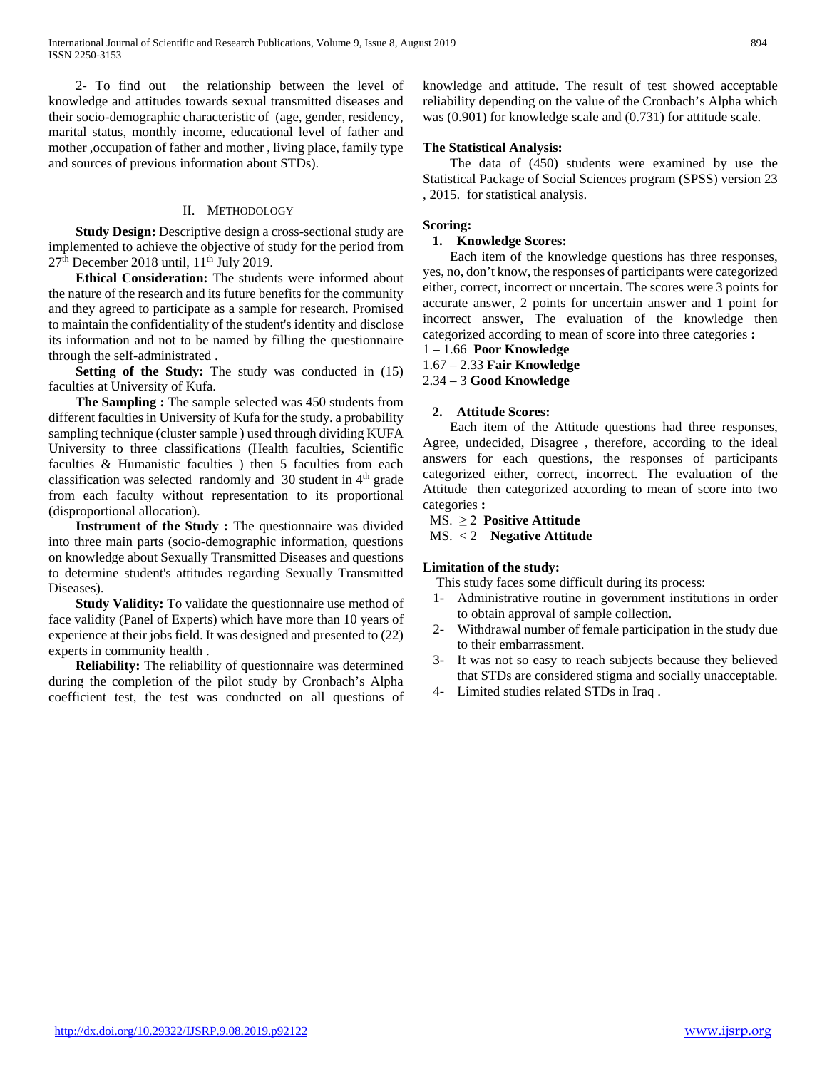2- To find out the relationship between the level of knowledge and attitudes towards sexual transmitted diseases and their socio-demographic characteristic of (age, gender, residency, marital status, monthly income, educational level of father and mother ,occupation of father and mother , living place, family type and sources of previous information about STDs).

## II. Methodology

**Study Design:** Descriptive design a cross-sectional study are implemented to achieve the objective of study for the period from 27th December 2018 until, 11th July 2019.

**Ethical Consideration:** The students were informed about the nature of the research and its future benefits for the community and they agreed to participate as a sample for research. Promised to maintain the confidentiality of the student's identity and disclose its information and not to be named by filling the questionnaire through the self-administrated .

**Setting of the Study:** The study was conducted in (15) faculties at University of Kufa.

**The Sampling :** The sample selected was 450 students from different faculties in University of Kufa for the study. a probability sampling technique (cluster sample ) used through dividing KUFA University to three classifications (Health faculties, Scientific faculties & Humanistic faculties ) then 5 faculties from each classification was selected randomly and 30 student in 4th grade from each faculty without representation to its proportional (disproportional allocation).

**Instrument of the Study :** The questionnaire was divided into three main parts (socio-demographic information, questions on knowledge about Sexually Transmitted Diseases and questions to determine student's attitudes regarding Sexually Transmitted Diseases).

**Study Validity:** To validate the questionnaire use method of face validity (Panel of Experts) which have more than 10 years of experience at their jobs field. It was designed and presented to (22) experts in community health .

**Reliability:** The reliability of questionnaire was determined during the completion of the pilot study by Cronbach's Alpha coefficient test, the test was conducted on all questions of knowledge and attitude. The result of test showed acceptable reliability depending on the value of the Cronbach's Alpha which was (0.901) for knowledge scale and (0.731) for attitude scale.

**The Statistical Analysis:**

The data of (450) students were examined by use the Statistical Package of Social Sciences program (SPSS) version 23 , 2015. for statistical analysis.

**Scoring:**

1. **Knowledge Scores:**

Each item of the knowledge questions has three responses, yes, no, don't know, the responses of participants were categorized either, correct, incorrect or uncertain. The scores were 3 points for accurate answer, 2 points for uncertain answer and 1 point for incorrect answer, The evaluation of the knowledge then categorized according to mean of score into three categories **:**

1 – 1.66 **Poor Knowledge**

1.67 – 2.33 **Fair Knowledge**

2.34 – 3 **Good Knowledge**

2. **Attitude Scores:**

Each item of the Attitude questions had three responses, Agree, undecided, Disagree , therefore, according to the ideal answers for each questions, the responses of participants categorized either, correct, incorrect. The evaluation of the Attitude then categorized according to mean of score into two categories **:**

MS. $\geq 2$ **Positive Attitude**

MS. $< 2$ **Negative Attitude**

**Limitation of the study:**

This study faces some difficult during its process:

1- Administrative routine in government institutions in order to obtain approval of sample collection.
2- Withdrawal number of female participation in the study due to their embarrassment.
3- It was not so easy to reach subjects because they believed that STDs are considered stigma and socially unacceptable.
4- Limited studies related STDs in Iraq .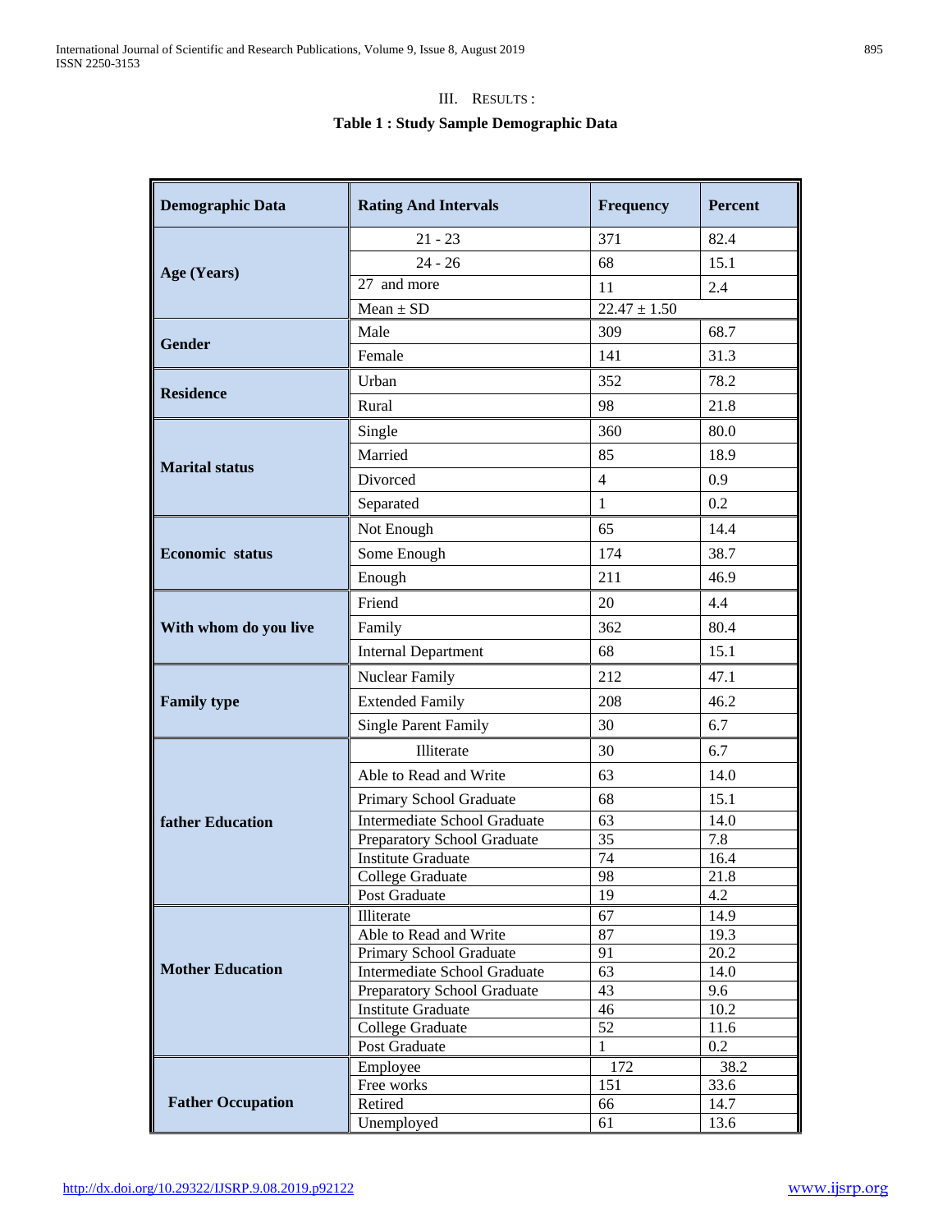## III. Results :

**Table 1 : Study Sample Demographic Data**

| Demographic Data | Rating And Intervals | Frequency | Percent |
|---|---|---|---|
| **Age (Years)** | 21 - 23 | 371 | 82.4 |
| | 24 - 26 | 68 | 15.1 |
| | 27 and more | 11 | 2.4 |
| | Mean ± SD | 22.47 ± 1.50 | |
| **Gender** | Male | 309 | 68.7 |
| | Female | 141 | 31.3 |
| **Residence** | Urban | 352 | 78.2 |
| | Rural | 98 | 21.8 |
| **Marital status** | Single | 360 | 80.0 |
| | Married | 85 | 18.9 |
| | Divorced | 4 | 0.9 |
| | Separated | 1 | 0.2 |
| **Economic status** | Not Enough | 65 | 14.4 |
| | Some Enough | 174 | 38.7 |
| | Enough | 211 | 46.9 |
| **With whom do you live** | Friend | 20 | 4.4 |
| | Family | 362 | 80.4 |
| | Internal Department | 68 | 15.1 |
| **Family type** | Nuclear Family | 212 | 47.1 |
| | Extended Family | 208 | 46.2 |
| | Single Parent Family | 30 | 6.7 |
| **father Education** | Illiterate | 30 | 6.7 |
| | Able to Read and Write | 63 | 14.0 |
| | Primary School Graduate | 68 | 15.1 |
| | Intermediate School Graduate | 63 | 14.0 |
| | Preparatory School Graduate | 35 | 7.8 |
| | Institute Graduate | 74 | 16.4 |
| | College Graduate | 98 | 21.8 |
| | Post Graduate | 19 | 4.2 |
| **Mother Education** | Illiterate | 67 | 14.9 |
| | Able to Read and Write | 87 | 19.3 |
| | Primary School Graduate | 91 | 20.2 |
| | Intermediate School Graduate | 63 | 14.0 |
| | Preparatory School Graduate | 43 | 9.6 |
| | Institute Graduate | 46 | 10.2 |
| | College Graduate | 52 | 11.6 |
| | Post Graduate | 1 | 0.2 |
| **Father Occupation** | Employee | 172 | 38.2 |
| | Free works | 151 | 33.6 |
| | Retired | 66 | 14.7 |
| | Unemployed | 61 | 13.6 |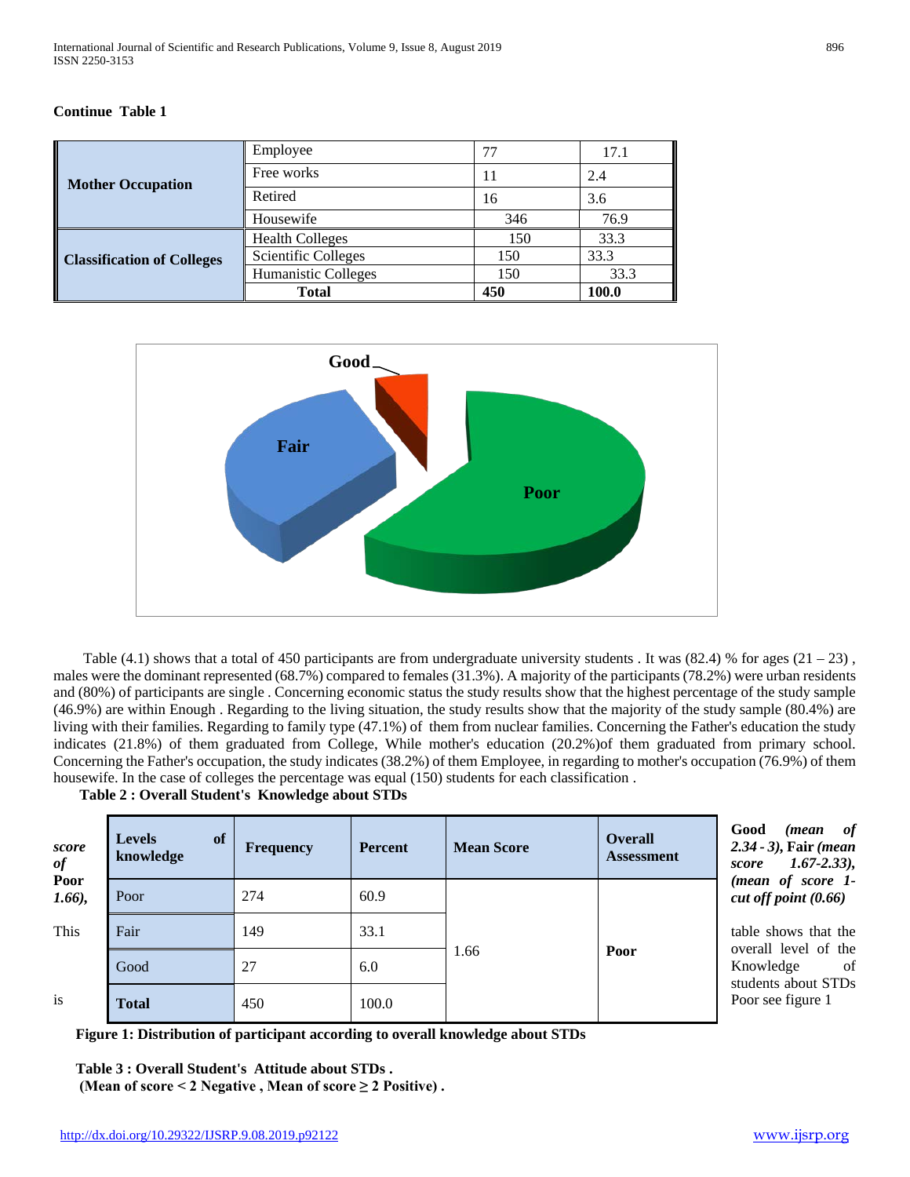**Continue Table 1**

| | | | |
|---|---|---|---|
| **Mother Occupation** | Employee | 77 | 17.1 |
| | Free works | 11 | 2.4 |
| | Retired | 16 | 3.6 |
| | Housewife | 346 | 76.9 |
| **Classification of Colleges** | Health Colleges | 150 | 33.3 |
| | Scientific Colleges | 150 | 33.3 |
| | Humanistic Colleges | 150 | 33.3 |
| | **Total** | **450** | **100.0** |

Table (4.1) shows that a total of 450 participants are from undergraduate university students . It was (82.4) % for ages (21 – 23) , males were the dominant represented (68.7%) compared to females (31.3%). A majority of the participants (78.2%) were urban residents and (80%) of participants are single . Concerning economic status the study results show that the highest percentage of the study sample (46.9%) are within Enough . Regarding to the living situation, the study results show that the majority of the study sample (80.4%) are living with their families. Regarding to family type (47.1%) of them from nuclear families. Concerning the Father's education the study indicates (21.8%) of them graduated from College, While mother's education (20.2%)of them graduated from primary school. Concerning the Father's occupation, the study indicates (38.2%) of them Employee, in regarding to mother's occupation (76.9%) of them housewife. In the case of colleges the percentage was equal (150) students for each classification .

**Table 2 : Overall Student's Knowledge about STDs**

| Levels of knowledge | Frequency | Percent | Mean Score | Overall Assessment |
|---|---|---|---|---|
| Poor | 274 | 60.9 | 1.66 | **Poor** |
| Fair | 149 | 33.1 | | |
| Good | 27 | 6.0 | | |
| **Total** | 450 | 100.0 | | |

**Good** *(mean of 2.34 - 3)*, **Fair** *(mean score 1.67-2.33)*, ***score of* Poor** ***1.66)***, *(mean of score 1- cut off point (0.66)*

This table shows that the overall level of the Knowledge of students about STDs is Poor see figure 1

**Figure 1: Distribution of participant according to overall knowledge about STDs**

**Table 3 : Overall Student's Attitude about STDs .**
**(Mean of score < 2 Negative , Mean of score ≥ 2 Positive) .**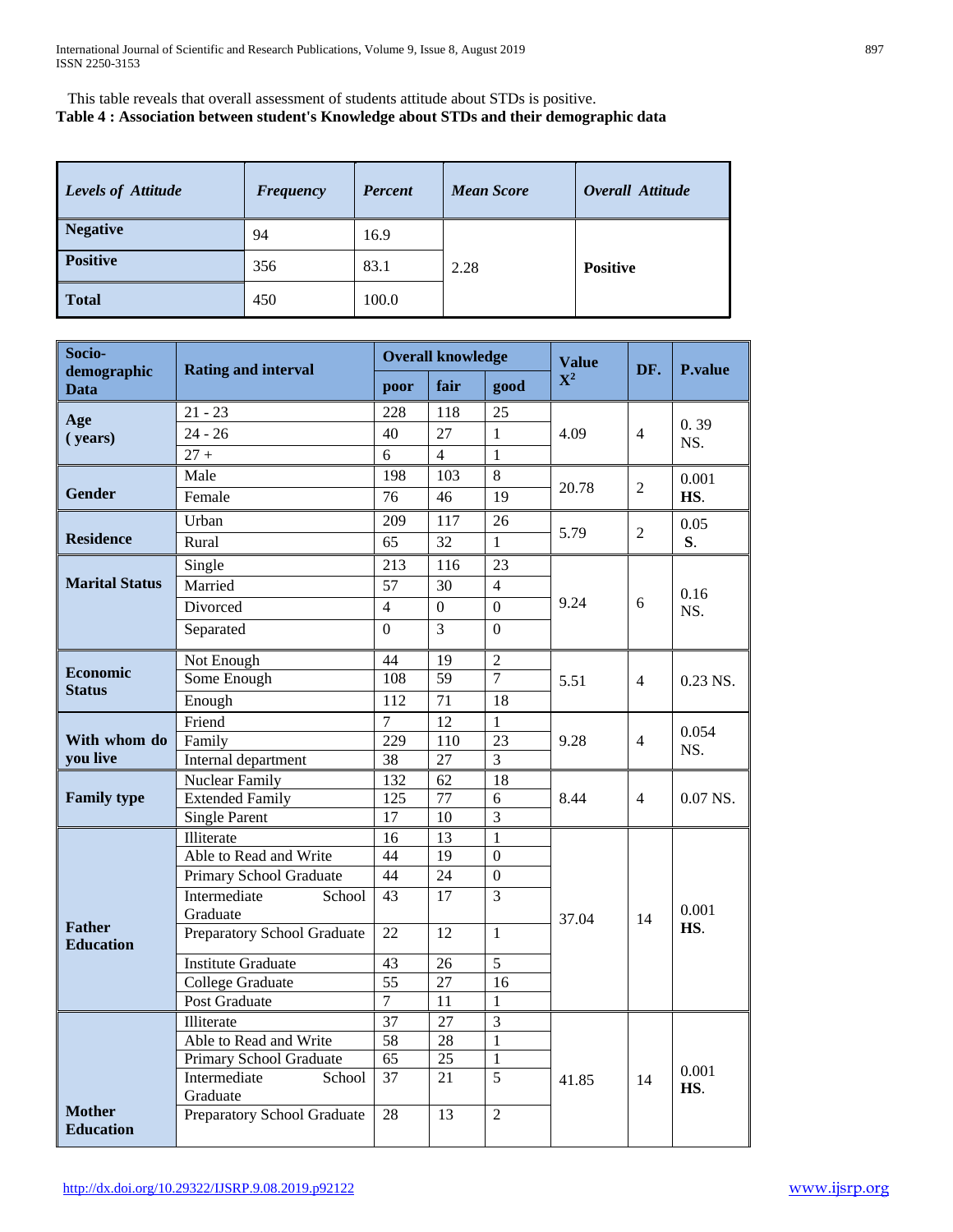This table reveals that overall assessment of students attitude about STDs is positive.

**Table 4 : Association between student's Knowledge about STDs and their demographic data**

| *Levels of Attitude* | *Frequency* | *Percent* | *Mean Score* | *Overall Attitude* |
|---|---|---|---|---|
| **Negative** | 94 | 16.9 | 2.28 | **Positive** |
| **Positive** | 356 | 83.1 | | |
| **Total** | 450 | 100.0 | | |

| Socio-demographic Data | Rating and interval | Overall knowledge | | | Value $X^2$ | DF. | P.value |
|---|---|---|---|---|---|---|---|
| | | poor | fair | good | | | |
| **Age ( years)** | 21 - 23 | 228 | 118 | 25 | 4.09 | 4 | 0. 39 NS. |
| | 24 - 26 | 40 | 27 | 1 | | | |
| | 27 + | 6 | 4 | 1 | | | |
| **Gender** | Male | 198 | 103 | 8 | 20.78 | 2 | 0.001 **HS**. |
| | Female | 76 | 46 | 19 | | | |
| **Residence** | Urban | 209 | 117 | 26 | 5.79 | 2 | 0.05 **S**. |
| | Rural | 65 | 32 | 1 | | | |
| **Marital Status** | Single | 213 | 116 | 23 | 9.24 | 6 | 0.16 NS. |
| | Married | 57 | 30 | 4 | | | |
| | Divorced | 4 | 0 | 0 | | | |
| | Separated | 0 | 3 | 0 | | | |
| **Economic Status** | Not Enough | 44 | 19 | 2 | 5.51 | 4 | 0.23 NS. |
| | Some Enough | 108 | 59 | 7 | | | |
| | Enough | 112 | 71 | 18 | | | |
| **With whom do you live** | Friend | 7 | 12 | 1 | 9.28 | 4 | 0.054 NS. |
| | Family | 229 | 110 | 23 | | | |
| | Internal department | 38 | 27 | 3 | | | |
| **Family type** | Nuclear Family | 132 | 62 | 18 | 8.44 | 4 | 0.07 NS. |
| | Extended Family | 125 | 77 | 6 | | | |
| | Single Parent | 17 | 10 | 3 | | | |
| **Father Education** | Illiterate | 16 | 13 | 1 | 37.04 | 14 | 0.001 **HS**. |
| | Able to Read and Write | 44 | 19 | 0 | | | |
| | Primary School Graduate | 44 | 24 | 0 | | | |
| | Intermediate School Graduate | 43 | 17 | 3 | | | |
| | Preparatory School Graduate | 22 | 12 | 1 | | | |
| | Institute Graduate | 43 | 26 | 5 | | | |
| | College Graduate | 55 | 27 | 16 | | | |
| | Post Graduate | 7 | 11 | 1 | | | |
| **Mother Education** | Illiterate | 37 | 27 | 3 | 41.85 | 14 | 0.001 **HS**. |
| | Able to Read and Write | 58 | 28 | 1 | | | |
| | Primary School Graduate | 65 | 25 | 1 | | | |
| | Intermediate School Graduate | 37 | 21 | 5 | | | |
| | Preparatory School Graduate | 28 | 13 | 2 | | | |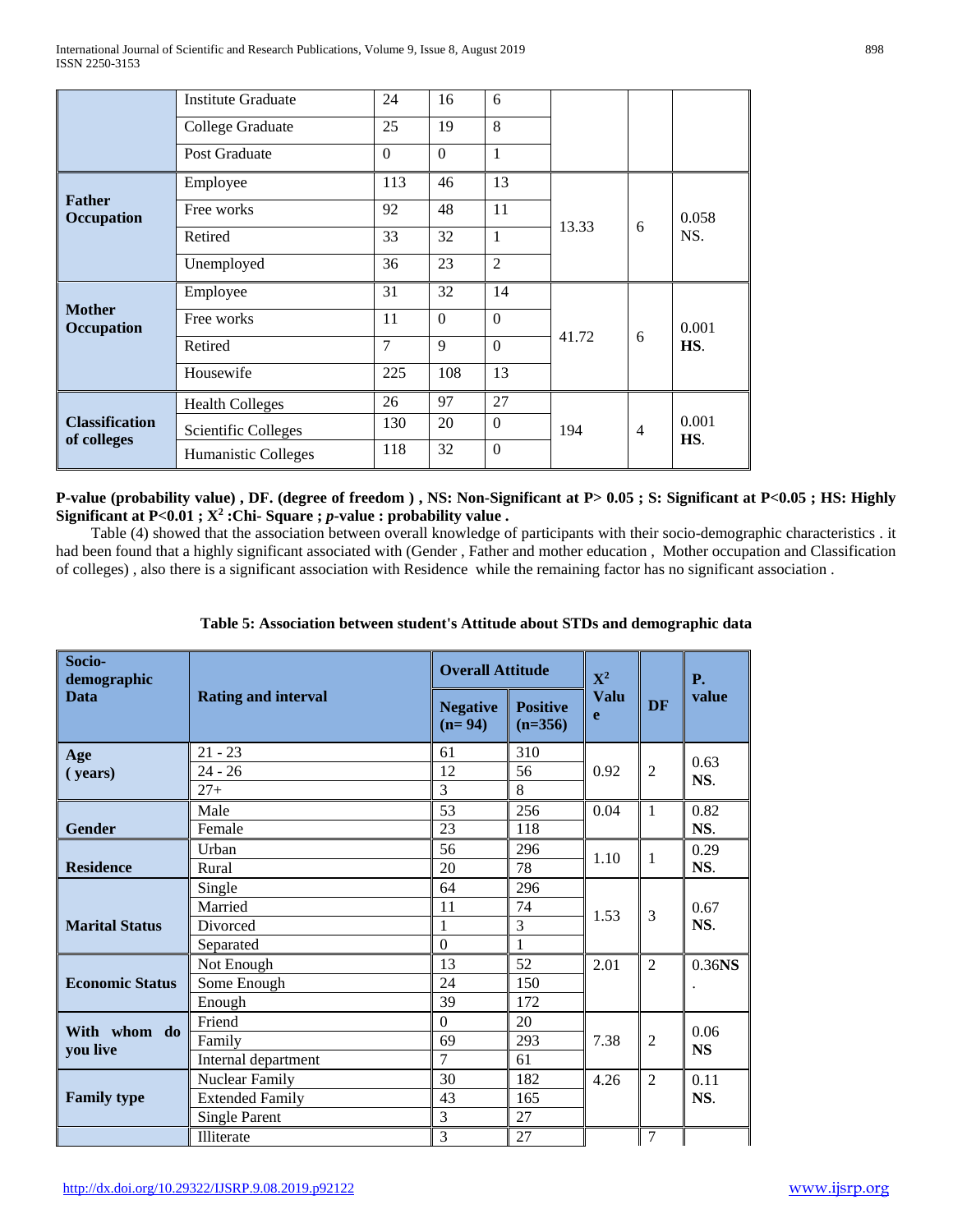| | | | | | | | |
|---|---|---|---|---|---|---|---|
| | Institute Graduate | 24 | 16 | 6 | | | |
| | College Graduate | 25 | 19 | 8 | | | |
| | Post Graduate | 0 | 0 | 1 | | | |
| **Father Occupation** | Employee | 113 | 46 | 13 | 13.33 | 6 | 0.058 NS. |
| | Free works | 92 | 48 | 11 | | | |
| | Retired | 33 | 32 | 1 | | | |
| | Unemployed | 36 | 23 | 2 | | | |
| **Mother Occupation** | Employee | 31 | 32 | 14 | 41.72 | 6 | 0.001 **HS**. |
| | Free works | 11 | 0 | 0 | | | |
| | Retired | 7 | 9 | 0 | | | |
| | Housewife | 225 | 108 | 13 | | | |
| **Classification of colleges** | Health Colleges | 26 | 97 | 27 | 194 | 4 | 0.001 **HS**. |
| | Scientific Colleges | 130 | 20 | 0 | | | |
| | Humanistic Colleges | 118 | 32 | 0 | | | |

**P-value (probability value) , DF. (degree of freedom ) , NS: Non-Significant at P> 0.05 ; S: Significant at P<0.05 ; HS: Highly Significant at P<0.01 ; $X^2$ :Chi- Square ; *p*-value : probability value .**

Table (4) showed that the association between overall knowledge of participants with their socio-demographic characteristics . it had been found that a highly significant associated with (Gender , Father and mother education , Mother occupation and Classification of colleges) , also there is a significant association with Residence while the remaining factor has no significant association .

**Table 5: Association between student's Attitude about STDs and demographic data**

| Socio-demographic Data | Rating and interval | Overall Attitude | | $X^2$ Value | DF | P. value |
|---|---|---|---|---|---|---|
| | | Negative (n= 94) | Positive (n=356) | | | |
| **Age ( years)** | 21 - 23 | 61 | 310 | 0.92 | 2 | 0.63 **NS**. |
| | 24 - 26 | 12 | 56 | | | |
| | 27+ | 3 | 8 | | | |
| **Gender** | Male | 53 | 256 | 0.04 | 1 | 0.82 **NS**. |
| | Female | 23 | 118 | | | |
| **Residence** | Urban | 56 | 296 | 1.10 | 1 | 0.29 **NS**. |
| | Rural | 20 | 78 | | | |
| **Marital Status** | Single | 64 | 296 | 1.53 | 3 | 0.67 **NS**. |
| | Married | 11 | 74 | | | |
| | Divorced | 1 | 3 | | | |
| | Separated | 0 | 1 | | | |
| **Economic Status** | Not Enough | 13 | 52 | 2.01 | 2 | 0.36**NS**. |
| | Some Enough | 24 | 150 | | | |
| | Enough | 39 | 172 | | | |
| **With whom do you live** | Friend | 0 | 20 | 7.38 | 2 | 0.06 **NS** |
| | Family | 69 | 293 | | | |
| | Internal department | 7 | 61 | | | |
| **Family type** | Nuclear Family | 30 | 182 | 4.26 | 2 | 0.11 **NS**. |
| | Extended Family | 43 | 165 | | | |
| | Single Parent | 3 | 27 | | | |
| | Illiterate | 3 | 27 | | 7 | |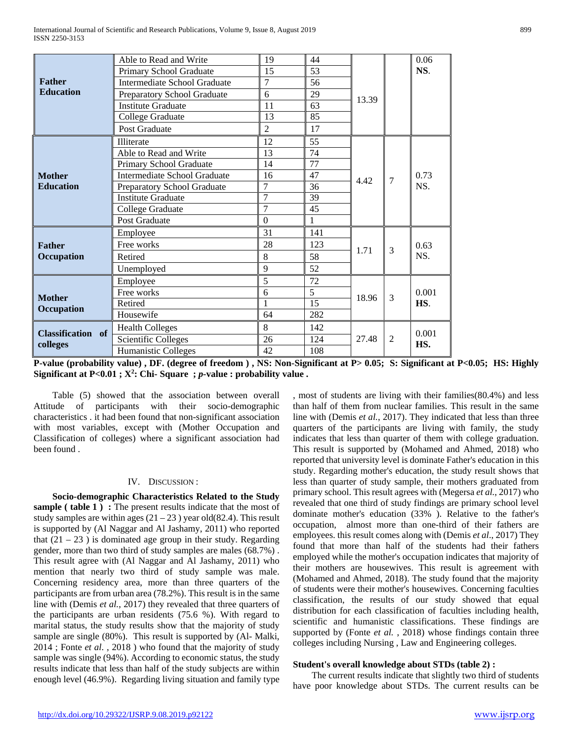| | | | | | | |
|---|---|---|---|---|---|---|
| **Father Education** | Able to Read and Write | 19 | 44 | 13.39 | | 0.06 **NS**. |
| | Primary School Graduate | 15 | 53 | | | |
| | Intermediate School Graduate | 7 | 56 | | | |
| | Preparatory School Graduate | 6 | 29 | | | |
| | Institute Graduate | 11 | 63 | | | |
| | College Graduate | 13 | 85 | | | |
| | Post Graduate | 2 | 17 | | | |
| **Mother Education** | Illiterate | 12 | 55 | 4.42 | 7 | 0.73 NS. |
| | Able to Read and Write | 13 | 74 | | | |
| | Primary School Graduate | 14 | 77 | | | |
| | Intermediate School Graduate | 16 | 47 | | | |
| | Preparatory School Graduate | 7 | 36 | | | |
| | Institute Graduate | 7 | 39 | | | |
| | College Graduate | 7 | 45 | | | |
| | Post Graduate | 0 | 1 | | | |
| **Father Occupation** | Employee | 31 | 141 | 1.71 | 3 | 0.63 NS. |
| | Free works | 28 | 123 | | | |
| | Retired | 8 | 58 | | | |
| | Unemployed | 9 | 52 | | | |
| **Mother Occupation** | Employee | 5 | 72 | 18.96 | 3 | 0.001 **HS**. |
| | Free works | 6 | 5 | | | |
| | Retired | 1 | 15 | | | |
| | Housewife | 64 | 282 | | | |
| **Classification of colleges** | Health Colleges | 8 | 142 | 27.48 | 2 | 0.001 **HS.** |
| | Scientific Colleges | 26 | 124 | | | |
| | Humanistic Colleges | 42 | 108 | | | |

**P-value (probability value) , DF. (degree of freedom ) , NS: Non-Significant at P> 0.05; S: Significant at P<0.05; HS: Highly Significant at P<0.01 ; $X^2$: Chi- Square ; *p*-value : probability value .**

Table (5) showed that the association between overall Attitude of participants with their socio-demographic characteristics . it had been found that non-significant association with most variables, except with (Mother Occupation and Classification of colleges) where a significant association had been found .

## IV. Discussion :

**Socio-demographic Characteristics Related to the Study sample ( table 1 ) :** The present results indicate that the most of study samples are within ages (21 – 23 ) year old(82.4). This result is supported by (Al Naggar and Al Jashamy, 2011) who reported that (21 – 23 ) is dominated age group in their study. Regarding gender, more than two third of study samples are males (68.7%) . This result agree with (Al Naggar and Al Jashamy, 2011) who mention that nearly two third of study sample was male. Concerning residency area, more than three quarters of the participants are from urban area (78.2%). This result is in the same line with (Demis *et al.*, 2017) they revealed that three quarters of the participants are urban residents (75.6 %). With regard to marital status, the study results show that the majority of study sample are single (80%). This result is supported by (Al- Malki, 2014 ; Fonte *et al*. , 2018 ) who found that the majority of study sample was single (94%). According to economic status, the study results indicate that less than half of the study subjects are within enough level (46.9%). Regarding living situation and family type , most of students are living with their families(80.4%) and less than half of them from nuclear families. This result in the same line with (Demis *et al.*, 2017). They indicated that less than three quarters of the participants are living with family, the study indicates that less than quarter of them with college graduation. This result is supported by (Mohamed and Ahmed, 2018) who reported that university level is dominate Father's education in this study. Regarding mother's education, the study result shows that less than quarter of study sample, their mothers graduated from primary school. This result agrees with (Megersa *et al.*, 2017) who revealed that one third of study findings are primary school level dominate mother's education (33% ). Relative to the father's occupation, almost more than one-third of their fathers are employees. this result comes along with (Demis *et al*., 2017) They found that more than half of the students had their fathers employed while the mother's occupation indicates that majority of their mothers are housewives. This result is agreement with (Mohamed and Ahmed, 2018). The study found that the majority of students were their mother's housewives. Concerning faculties classification, the results of our study showed that equal distribution for each classification of faculties including health, scientific and humanistic classifications. These findings are supported by (Fonte *et al.* , 2018) whose findings contain three colleges including Nursing , Law and Engineering colleges.

**Student's overall knowledge about STDs (table 2) :**

The current results indicate that slightly two third of students have poor knowledge about STDs. The current results can be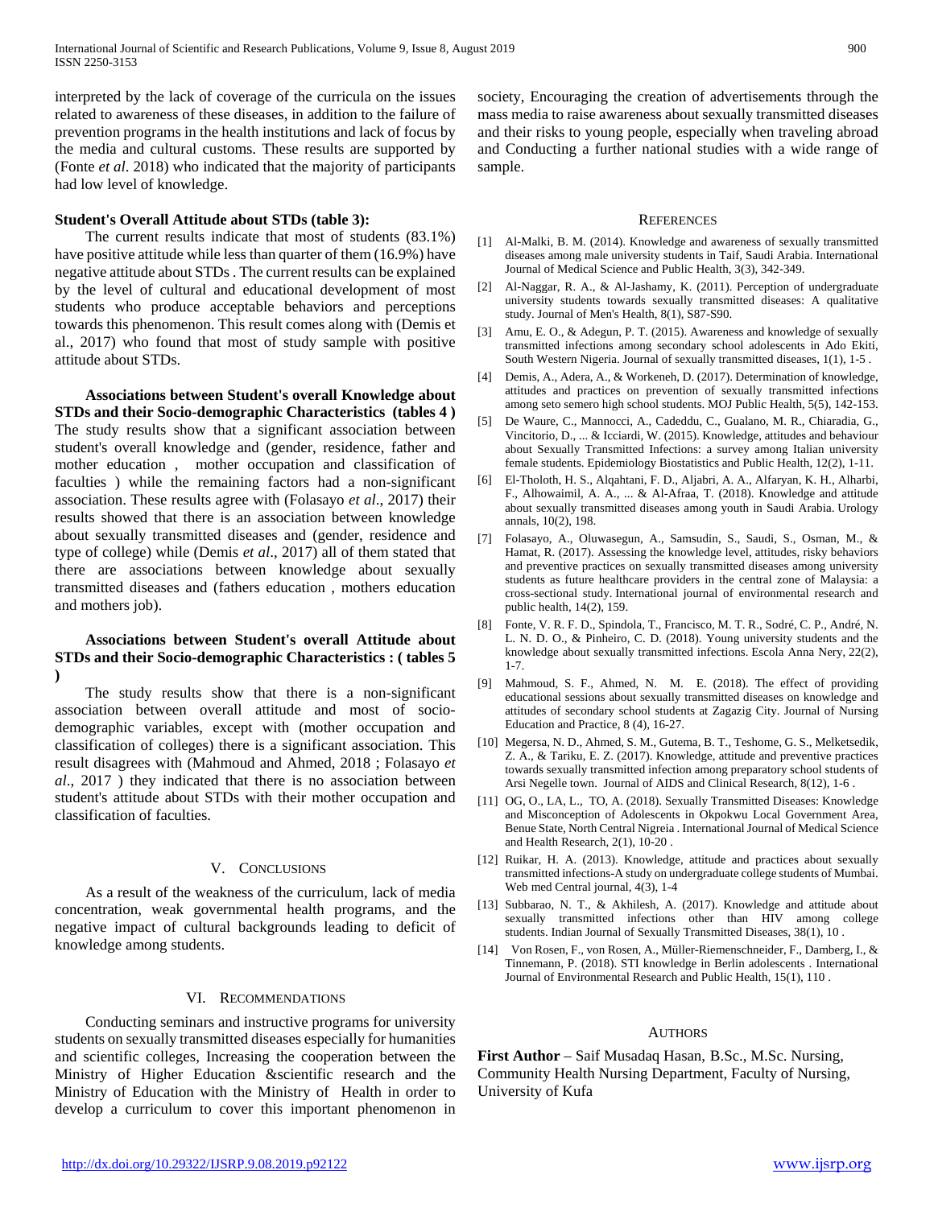interpreted by the lack of coverage of the curricula on the issues related to awareness of these diseases, in addition to the failure of prevention programs in the health institutions and lack of focus by the media and cultural customs. These results are supported by (Fonte *et al*. 2018) who indicated that the majority of participants had low level of knowledge.

**Student's Overall Attitude about STDs (table 3):**

The current results indicate that most of students (83.1%) have positive attitude while less than quarter of them (16.9%) have negative attitude about STDs . The current results can be explained by the level of cultural and educational development of most students who produce acceptable behaviors and perceptions towards this phenomenon. This result comes along with (Demis et al., 2017) who found that most of study sample with positive attitude about STDs.

**Associations between Student's overall Knowledge about STDs and their Socio-demographic Characteristics (tables 4 )**

The study results show that a significant association between student's overall knowledge and (gender, residence, father and mother education , mother occupation and classification of faculties ) while the remaining factors had a non-significant association. These results agree with (Folasayo *et al*., 2017) their results showed that there is an association between knowledge about sexually transmitted diseases and (gender, residence and type of college) while (Demis *et al*., 2017) all of them stated that there are associations between knowledge about sexually transmitted diseases and (fathers education , mothers education and mothers job).

**Associations between Student's overall Attitude about STDs and their Socio-demographic Characteristics : ( tables 5 )**

The study results show that there is a non-significant association between overall attitude and most of socio-demographic variables, except with (mother occupation and classification of colleges) there is a significant association. This result disagrees with (Mahmoud and Ahmed, 2018 ; Folasayo *et al*., 2017 ) they indicated that there is no association between student's attitude about STDs with their mother occupation and classification of faculties.

## V. Conclusions

As a result of the weakness of the curriculum, lack of media concentration, weak governmental health programs, and the negative impact of cultural backgrounds leading to deficit of knowledge among students.

## VI. Recommendations

Conducting seminars and instructive programs for university students on sexually transmitted diseases especially for humanities and scientific colleges, Increasing the cooperation between the Ministry of Higher Education &scientific research and the Ministry of Education with the Ministry of Health in order to develop a curriculum to cover this important phenomenon in society, Encouraging the creation of advertisements through the mass media to raise awareness about sexually transmitted diseases and their risks to young people, especially when traveling abroad and Conducting a further national studies with a wide range of sample.

## References

[1] Al-Malki, B. M. (2014). Knowledge and awareness of sexually transmitted diseases among male university students in Taif, Saudi Arabia. International Journal of Medical Science and Public Health, 3(3), 342-349.

[2] Al-Naggar, R. A., & Al-Jashamy, K. (2011). Perception of undergraduate university students towards sexually transmitted diseases: A qualitative study. Journal of Men's Health, 8(1), S87-S90.

[3] Amu, E. O., & Adegun, P. T. (2015). Awareness and knowledge of sexually transmitted infections among secondary school adolescents in Ado Ekiti, South Western Nigeria. Journal of sexually transmitted diseases, 1(1), 1-5 .

[4] Demis, A., Adera, A., & Workeneh, D. (2017). Determination of knowledge, attitudes and practices on prevention of sexually transmitted infections among seto semero high school students. MOJ Public Health, 5(5), 142-153.

[5] De Waure, C., Mannocci, A., Cadeddu, C., Gualano, M. R., Chiaradia, G., Vincitorio, D., ... & Icciardi, W. (2015). Knowledge, attitudes and behaviour about Sexually Transmitted Infections: a survey among Italian university female students. Epidemiology Biostatistics and Public Health, 12(2), 1-11.

[6] El-Tholoth, H. S., Alqahtani, F. D., Aljabri, A. A., Alfaryan, K. H., Alharbi, F., Alhowaimil, A. A., ... & Al-Afraa, T. (2018). Knowledge and attitude about sexually transmitted diseases among youth in Saudi Arabia. Urology annals, 10(2), 198.

[7] Folasayo, A., Oluwasegun, A., Samsudin, S., Saudi, S., Osman, M., & Hamat, R. (2017). Assessing the knowledge level, attitudes, risky behaviors and preventive practices on sexually transmitted diseases among university students as future healthcare providers in the central zone of Malaysia: a cross-sectional study. International journal of environmental research and public health, 14(2), 159.

[8] Fonte, V. R. F. D., Spindola, T., Francisco, M. T. R., Sodré, C. P., André, N. L. N. D. O., & Pinheiro, C. D. (2018). Young university students and the knowledge about sexually transmitted infections. Escola Anna Nery, 22(2), 1-7.

[9] Mahmoud, S. F., Ahmed, N. M. E. (2018). The effect of providing educational sessions about sexually transmitted diseases on knowledge and attitudes of secondary school students at Zagazig City. Journal of Nursing Education and Practice, 8 (4), 16-27.

[10] Megersa, N. D., Ahmed, S. M., Gutema, B. T., Teshome, G. S., Melketsedik, Z. A., & Tariku, E. Z. (2017). Knowledge, attitude and preventive practices towards sexually transmitted infection among preparatory school students of Arsi Negelle town. Journal of AIDS and Clinical Research, 8(12), 1-6 .

[11] OG, O., LA, L., TO, A. (2018). Sexually Transmitted Diseases: Knowledge and Misconception of Adolescents in Okpokwu Local Government Area, Benue State, North Central Nigreia . International Journal of Medical Science and Health Research, 2(1), 10-20 .

[12] Ruikar, H. A. (2013). Knowledge, attitude and practices about sexually transmitted infections-A study on undergraduate college students of Mumbai. Web med Central journal, 4(3), 1-4

[13] Subbarao, N. T., & Akhilesh, A. (2017). Knowledge and attitude about sexually transmitted infections other than HIV among college students. Indian Journal of Sexually Transmitted Diseases, 38(1), 10 .

[14] Von Rosen, F., von Rosen, A., Müller-Riemenschneider, F., Damberg, I., & Tinnemann, P. (2018). STI knowledge in Berlin adolescents . International Journal of Environmental Research and Public Health, 15(1), 110 .

## Authors

**First Author** – Saif Musadaq Hasan, B.Sc., M.Sc. Nursing, Community Health Nursing Department, Faculty of Nursing, University of Kufa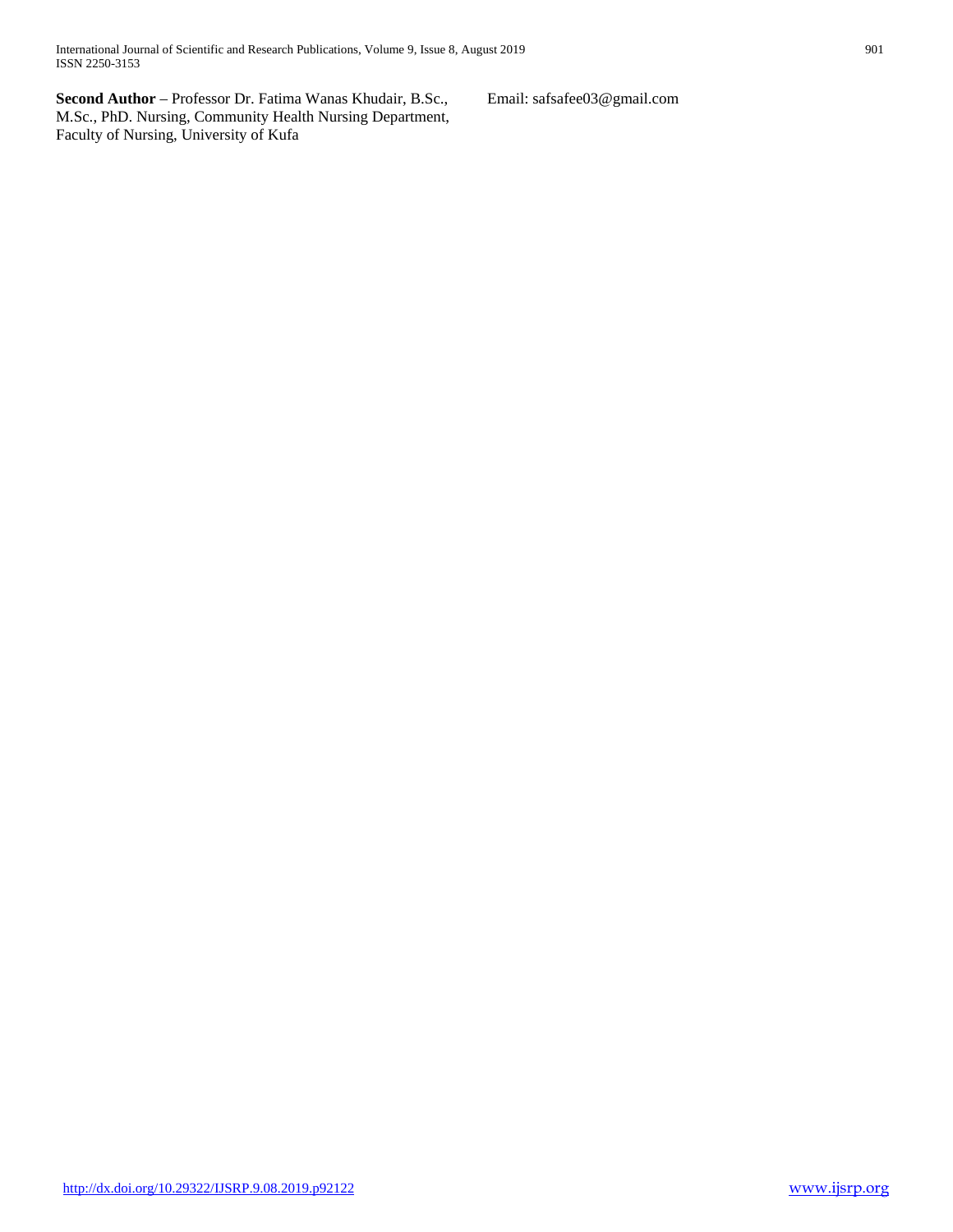**Second Author** – Professor Dr. Fatima Wanas Khudair, B.Sc., M.Sc., PhD. Nursing, Community Health Nursing Department, Faculty of Nursing, University of Kufa

Email: safsafee03@gmail.com